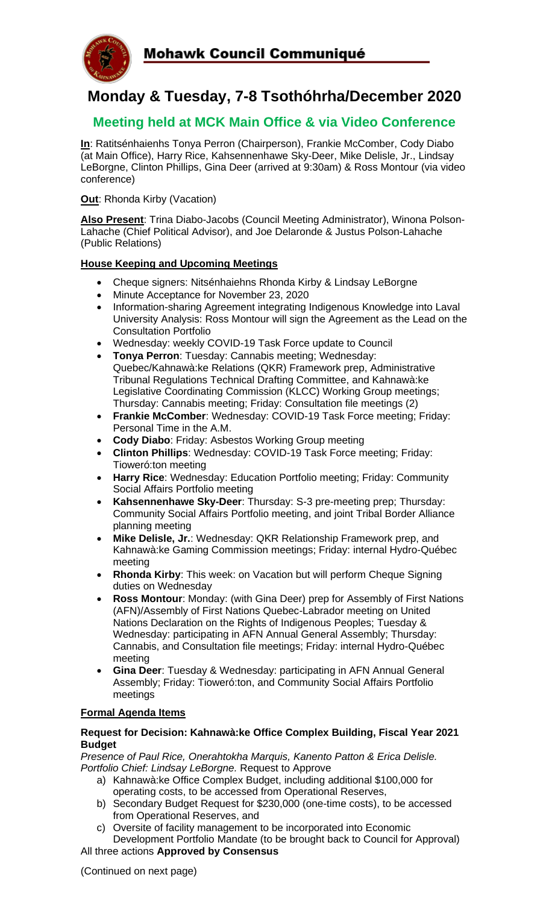# Mohawk Council Communiqué

## Monday & Tuesday, 7-8 Tsothóhrha/December 2020

### Meeting held at MCK Main Office & via Video Conference

**In**: Ratitsénhaienhs Tonya Perron (Chairperson), Frankie McComber, Cody Diabo (at Main Office), Harry Rice, Kahsennenhawe Sky-Deer, Mike Delisle, Jr., Lindsay LeBorgne, Clinton Phillips, Gina Deer (arrived at 9:30am) & Ross Montour (via video conference)

**Out**: Rhonda Kirby (Vacation)

**Also Present**: Trina Diabo-Jacobs (Council Meeting Administrator), Winona Polson-Lahache (Chief Political Advisor), and Joe Delaronde & Justus Polson-Lahache (Public Relations)

**House Keeping and Upcoming Meetings**

- Cheque signers: Nitsénhaiehns Rhonda Kirby & Lindsay LeBorgne
- Minute Acceptance for November 23, 2020
- Information-sharing Agreement integrating Indigenous Knowledge into Laval University Analysis: Ross Montour will sign the Agreement as the Lead on the Consultation Portfolio
- Wednesday: weekly COVID-19 Task Force update to Council
- **Tonya Perron**: Tuesday: Cannabis meeting; Wednesday: Quebec/Kahnawà:ke Relations (QKR) Framework prep, Administrative Tribunal Regulations Technical Drafting Committee, and Kahnawà:ke Legislative Coordinating Commission (KLCC) Working Group meetings; Thursday: Cannabis meeting; Friday: Consultation file meetings (2)
- **Frankie McComber**: Wednesday: COVID-19 Task Force meeting; Friday: Personal Time in the A.M.
- **Cody Diabo**: Friday: Asbestos Working Group meeting
- **Clinton Phillips**: Wednesday: COVID-19 Task Force meeting; Friday: Tioweró:ton meeting
- **Harry Rice**: Wednesday: Education Portfolio meeting; Friday: Community Social Affairs Portfolio meeting
- **Kahsennenhawe Sky-Deer**: Thursday: S-3 pre-meeting prep; Thursday: Community Social Affairs Portfolio meeting, and joint Tribal Border Alliance planning meeting
- **Mike Delisle, Jr.**: Wednesday: QKR Relationship Framework prep, and Kahnawà:ke Gaming Commission meetings; Friday: internal Hydro-Québec meeting
- **Rhonda Kirby**: This week: on Vacation but will perform Cheque Signing duties on Wednesday
- **Ross Montour**: Monday: (with Gina Deer) prep for Assembly of First Nations (AFN)/Assembly of First Nations Quebec-Labrador meeting on United Nations Declaration on the Rights of Indigenous Peoples; Tuesday & Wednesday: participating in AFN Annual General Assembly; Thursday: Cannabis, and Consultation file meetings; Friday: internal Hydro-Québec meeting
- **Gina Deer**: Tuesday & Wednesday: participating in AFN Annual General Assembly; Friday: Tioweró:ton, and Community Social Affairs Portfolio meetings

**Formal Agenda Items**

**Request for Decision: Kahnawà:ke Office Complex Building, Fiscal Year 2021 Budget**

*Presence of Paul Rice, Onerahtokha Marquis, Kanento Patton & Erica Delisle. Portfolio Chief: Lindsay LeBorgne.* Request to Approve

a) Kahnawà:ke Office Complex Budget, including additional $100,000 for operating costs, to be accessed from Operational Reserves,
b) Secondary Budget Request for $230,000 (one-time costs), to be accessed from Operational Reserves, and
c) Oversite of facility management to be incorporated into Economic Development Portfolio Mandate (to be brought back to Council for Approval)

All three actions **Approved by Consensus**

(Continued on next page)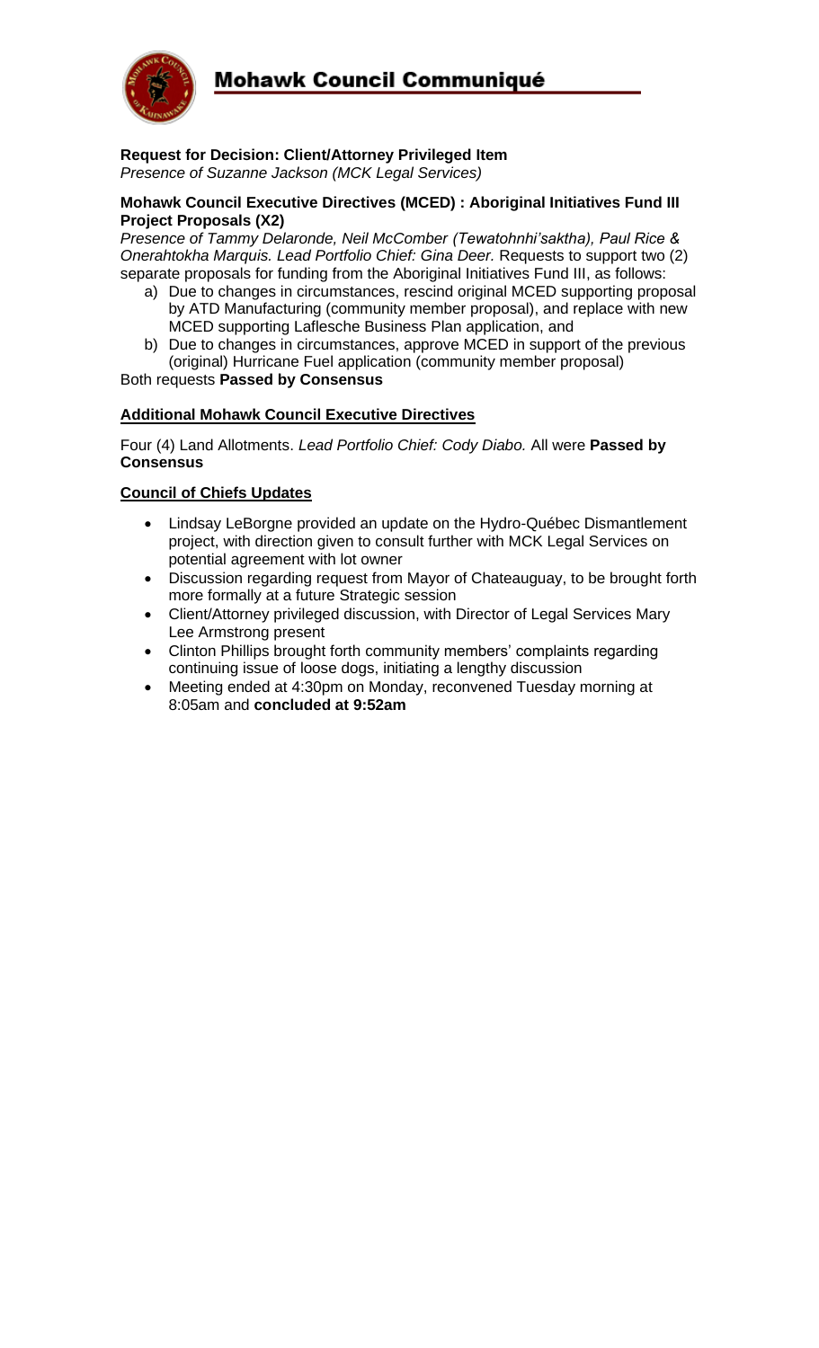**Request for Decision: Client/Attorney Privileged Item**
*Presence of Suzanne Jackson (MCK Legal Services)*

**Mohawk Council Executive Directives (MCED) : Aboriginal Initiatives Fund III Project Proposals (X2)**
*Presence of Tammy Delaronde, Neil McComber (Tewatohnhi'saktha), Paul Rice & Onerahtokha Marquis. Lead Portfolio Chief: Gina Deer.* Requests to support two (2) separate proposals for funding from the Aboriginal Initiatives Fund III, as follows:

a) Due to changes in circumstances, rescind original MCED supporting proposal by ATD Manufacturing (community member proposal), and replace with new MCED supporting Laflesche Business Plan application, and
b) Due to changes in circumstances, approve MCED in support of the previous (original) Hurricane Fuel application (community member proposal)

Both requests **Passed by Consensus**

**Additional Mohawk Council Executive Directives**

Four (4) Land Allotments. *Lead Portfolio Chief: Cody Diabo.* All were **Passed by Consensus**

**Council of Chiefs Updates**

- Lindsay LeBorgne provided an update on the Hydro-Québec Dismantlement project, with direction given to consult further with MCK Legal Services on potential agreement with lot owner
- Discussion regarding request from Mayor of Chateauguay, to be brought forth more formally at a future Strategic session
- Client/Attorney privileged discussion, with Director of Legal Services Mary Lee Armstrong present
- Clinton Phillips brought forth community members' complaints regarding continuing issue of loose dogs, initiating a lengthy discussion
- Meeting ended at 4:30pm on Monday, reconvened Tuesday morning at 8:05am and **concluded at 9:52am**